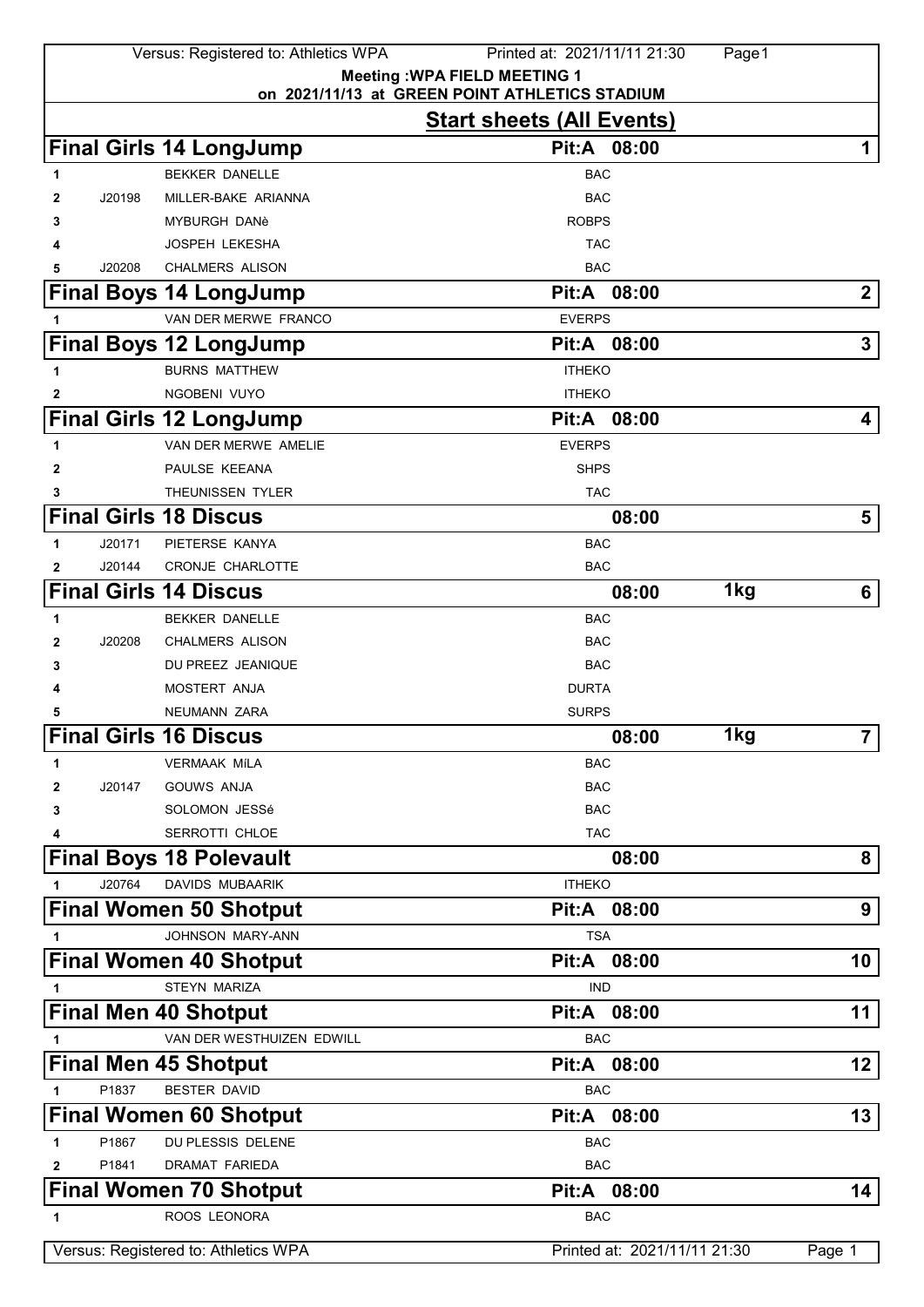**Meeting :WPA FIELD MEETING 1**
**on 2021/11/13 at GREEN POINT ATHLETICS STADIUM**

## Start sheets (All Events)

### Final Girls 14 LongJump — Pit:A 08:00 — 1

| # | Licence | Name | Club |
|---|---|---|---|
| 1 | | BEKKER DANELLE | BAC |
| 2 | J20198 | MILLER-BAKE ARIANNA | BAC |
| 3 | | MYBURGH DANè | ROBPS |
| 4 | | JOSPEH LEKESHA | TAC |
| 5 | J20208 | CHALMERS ALISON | BAC |

### Final Boys 14 LongJump — Pit:A 08:00 — 2

| # | Licence | Name | Club |
|---|---|---|---|
| 1 | | VAN DER MERWE FRANCO | EVERPS |

### Final Boys 12 LongJump — Pit:A 08:00 — 3

| # | Licence | Name | Club |
|---|---|---|---|
| 1 | | BURNS MATTHEW | ITHEKO |
| 2 | | NGOBENI VUYO | ITHEKO |

### Final Girls 12 LongJump — Pit:A 08:00 — 4

| # | Licence | Name | Club |
|---|---|---|---|
| 1 | | VAN DER MERWE AMELIE | EVERPS |
| 2 | | PAULSE KEEANA | SHPS |
| 3 | | THEUNISSEN TYLER | TAC |

### Final Girls 18 Discus — 08:00 — 5

| # | Licence | Name | Club |
|---|---|---|---|
| 1 | J20171 | PIETERSE KANYA | BAC |
| 2 | J20144 | CRONJE CHARLOTTE | BAC |

### Final Girls 14 Discus — 08:00 — 1kg — 6

| # | Licence | Name | Club |
|---|---|---|---|
| 1 | | BEKKER DANELLE | BAC |
| 2 | J20208 | CHALMERS ALISON | BAC |
| 3 | | DU PREEZ JEANIQUE | BAC |
| 4 | | MOSTERT ANJA | DURTA |
| 5 | | NEUMANN ZARA | SURPS |

### Final Girls 16 Discus — 08:00 — 1kg — 7

| # | Licence | Name | Club |
|---|---|---|---|
| 1 | | VERMAAK MiLA | BAC |
| 2 | J20147 | GOUWS ANJA | BAC |
| 3 | | SOLOMON JESSé | BAC |
| 4 | | SERROTTI CHLOE | TAC |

### Final Boys 18 Polevault — 08:00 — 8

| # | Licence | Name | Club |
|---|---|---|---|
| 1 | J20764 | DAVIDS MUBAARIK | ITHEKO |

### Final Women 50 Shotput — Pit:A 08:00 — 9

| # | Licence | Name | Club |
|---|---|---|---|
| 1 | | JOHNSON MARY-ANN | TSA |

### Final Women 40 Shotput — Pit:A 08:00 — 10

| # | Licence | Name | Club |
|---|---|---|---|
| 1 | | STEYN MARIZA | IND |

### Final Men 40 Shotput — Pit:A 08:00 — 11

| # | Licence | Name | Club |
|---|---|---|---|
| 1 | | VAN DER WESTHUIZEN EDWILL | BAC |

### Final Men 45 Shotput — Pit:A 08:00 — 12

| # | Licence | Name | Club |
|---|---|---|---|
| 1 | P1837 | BESTER DAVID | BAC |

### Final Women 60 Shotput — Pit:A 08:00 — 13

| # | Licence | Name | Club |
|---|---|---|---|
| 1 | P1867 | DU PLESSIS DELENE | BAC |
| 2 | P1841 | DRAMAT FARIEDA | BAC |

### Final Women 70 Shotput — Pit:A 08:00 — 14

| # | Licence | Name | Club |
|---|---|---|---|
| 1 | | ROOS LEONORA | BAC |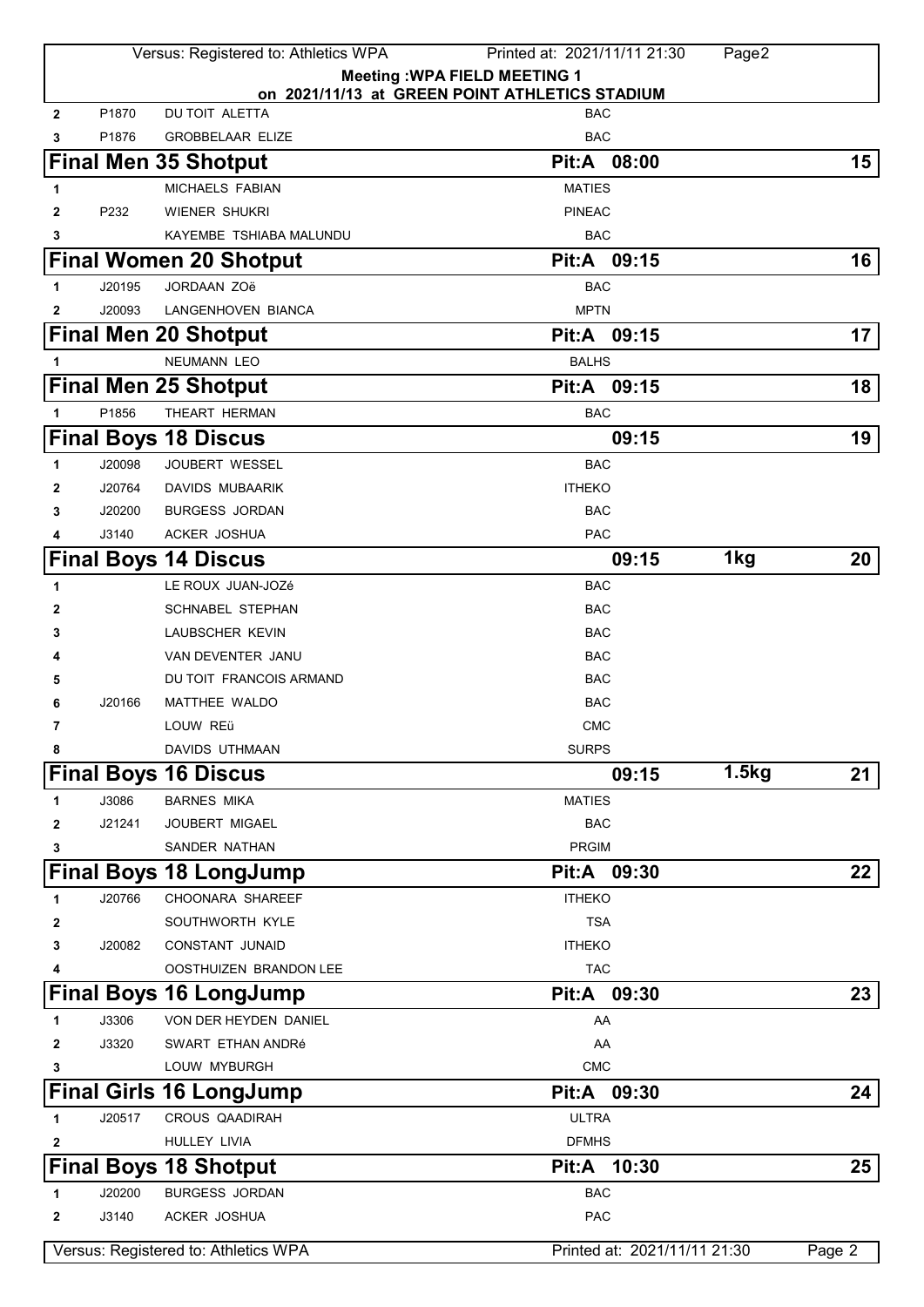**Meeting :WPA FIELD MEETING 1**
**on 2021/11/13 at GREEN POINT ATHLETICS STADIUM**

| | | | |
|---|---|---|---|
| 2 | P1870 | DU TOIT ALETTA | BAC |
| 3 | P1876 | GROBBELAAR ELIZE | BAC |

## Final Men 35 Shotput — Pit:A 08:00 — 15

| | | | |
|---|---|---|---|
| 1 | | MICHAELS FABIAN | MATIES |
| 2 | P232 | WIENER SHUKRI | PINEAC |
| 3 | | KAYEMBE TSHIABA MALUNDU | BAC |

## Final Women 20 Shotput — Pit:A 09:15 — 16

| | | | |
|---|---|---|---|
| 1 | J20195 | JORDAAN ZOë | BAC |
| 2 | J20093 | LANGENHOVEN BIANCA | MPTN |

## Final Men 20 Shotput — Pit:A 09:15 — 17

| | | | |
|---|---|---|---|
| 1 | | NEUMANN LEO | BALHS |

## Final Men 25 Shotput — Pit:A 09:15 — 18

| | | | |
|---|---|---|---|
| 1 | P1856 | THEART HERMAN | BAC |

## Final Boys 18 Discus — 09:15 — 19

| | | | |
|---|---|---|---|
| 1 | J20098 | JOUBERT WESSEL | BAC |
| 2 | J20764 | DAVIDS MUBAARIK | ITHEKO |
| 3 | J20200 | BURGESS JORDAN | BAC |
| 4 | J3140 | ACKER JOSHUA | PAC |

## Final Boys 14 Discus — 09:15 — 1kg — 20

| | | | |
|---|---|---|---|
| 1 | | LE ROUX JUAN-JOZé | BAC |
| 2 | | SCHNABEL STEPHAN | BAC |
| 3 | | LAUBSCHER KEVIN | BAC |
| 4 | | VAN DEVENTER JANU | BAC |
| 5 | | DU TOIT FRANCOIS ARMAND | BAC |
| 6 | J20166 | MATTHEE WALDO | BAC |
| 7 | | LOUW REü | CMC |
| 8 | | DAVIDS UTHMAAN | SURPS |

## Final Boys 16 Discus — 09:15 — 1.5kg — 21

| | | | |
|---|---|---|---|
| 1 | J3086 | BARNES MIKA | MATIES |
| 2 | J21241 | JOUBERT MIGAEL | BAC |
| 3 | | SANDER NATHAN | PRGIM |

## Final Boys 18 LongJump — Pit:A 09:30 — 22

| | | | |
|---|---|---|---|
| 1 | J20766 | CHOONARA SHAREEF | ITHEKO |
| 2 | | SOUTHWORTH KYLE | TSA |
| 3 | J20082 | CONSTANT JUNAID | ITHEKO |
| 4 | | OOSTHUIZEN BRANDON LEE | TAC |

## Final Boys 16 LongJump — Pit:A 09:30 — 23

| | | | |
|---|---|---|---|
| 1 | J3306 | VON DER HEYDEN DANIEL | AA |
| 2 | J3320 | SWART ETHAN ANDRé | AA |
| 3 | | LOUW MYBURGH | CMC |

## Final Girls 16 LongJump — Pit:A 09:30 — 24

| | | | |
|---|---|---|---|
| 1 | J20517 | CROUS QAADIRAH | ULTRA |
| 2 | | HULLEY LIVIA | DFMHS |

## Final Boys 18 Shotput — Pit:A 10:30 — 25

| | | | |
|---|---|---|---|
| 1 | J20200 | BURGESS JORDAN | BAC |
| 2 | J3140 | ACKER JOSHUA | PAC |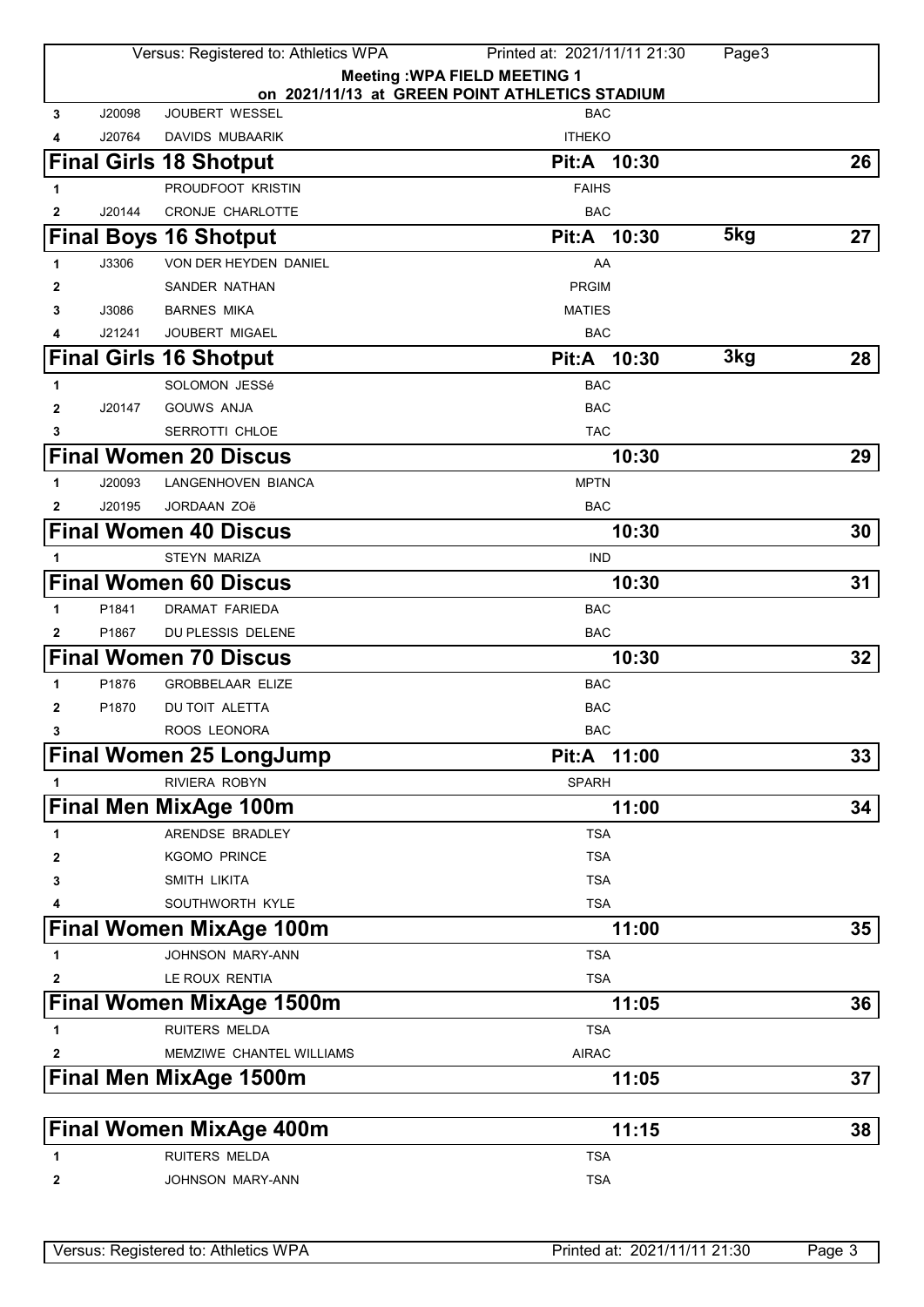**Meeting :WPA FIELD MEETING 1**
**on 2021/11/13 at GREEN POINT ATHLETICS STADIUM**

| | | | |
|---|---|---|---|
| 3 | J20098 | JOUBERT WESSEL | BAC |
| 4 | J20764 | DAVIDS MUBAARIK | ITHEKO |

## Final Girls 18 Shotput — Pit:A 10:30 — 26

| | | | |
|---|---|---|---|
| 1 | | PROUDFOOT KRISTIN | FAIHS |
| 2 | J20144 | CRONJE CHARLOTTE | BAC |

## Final Boys 16 Shotput — Pit:A 10:30 — 5kg — 27

| | | | |
|---|---|---|---|
| 1 | J3306 | VON DER HEYDEN DANIEL | AA |
| 2 | | SANDER NATHAN | PRGIM |
| 3 | J3086 | BARNES MIKA | MATIES |
| 4 | J21241 | JOUBERT MIGAEL | BAC |

## Final Girls 16 Shotput — Pit:A 10:30 — 3kg — 28

| | | | |
|---|---|---|---|
| 1 | | SOLOMON JESSé | BAC |
| 2 | J20147 | GOUWS ANJA | BAC |
| 3 | | SERROTTI CHLOE | TAC |

## Final Women 20 Discus — 10:30 — 29

| | | | |
|---|---|---|---|
| 1 | J20093 | LANGENHOVEN BIANCA | MPTN |
| 2 | J20195 | JORDAAN ZOë | BAC |

## Final Women 40 Discus — 10:30 — 30

| | | | |
|---|---|---|---|
| 1 | | STEYN MARIZA | IND |

## Final Women 60 Discus — 10:30 — 31

| | | | |
|---|---|---|---|
| 1 | P1841 | DRAMAT FARIEDA | BAC |
| 2 | P1867 | DU PLESSIS DELENE | BAC |

## Final Women 70 Discus — 10:30 — 32

| | | | |
|---|---|---|---|
| 1 | P1876 | GROBBELAAR ELIZE | BAC |
| 2 | P1870 | DU TOIT ALETTA | BAC |
| 3 | | ROOS LEONORA | BAC |

## Final Women 25 LongJump — Pit:A 11:00 — 33

| | | | |
|---|---|---|---|
| 1 | | RIVIERA ROBYN | SPARH |

## Final Men MixAge 100m — 11:00 — 34

| | | | |
|---|---|---|---|
| 1 | | ARENDSE BRADLEY | TSA |
| 2 | | KGOMO PRINCE | TSA |
| 3 | | SMITH LIKITA | TSA |
| 4 | | SOUTHWORTH KYLE | TSA |

## Final Women MixAge 100m — 11:00 — 35

| | | | |
|---|---|---|---|
| 1 | | JOHNSON MARY-ANN | TSA |
| 2 | | LE ROUX RENTIA | TSA |

## Final Women MixAge 1500m — 11:05 — 36

| | | | |
|---|---|---|---|
| 1 | | RUITERS MELDA | TSA |
| 2 | | MEMZIWE CHANTEL WILLIAMS | AIRAC |

## Final Men MixAge 1500m — 11:05 — 37

## Final Women MixAge 400m — 11:15 — 38

| | | | |
|---|---|---|---|
| 1 | | RUITERS MELDA | TSA |
| 2 | | JOHNSON MARY-ANN | TSA |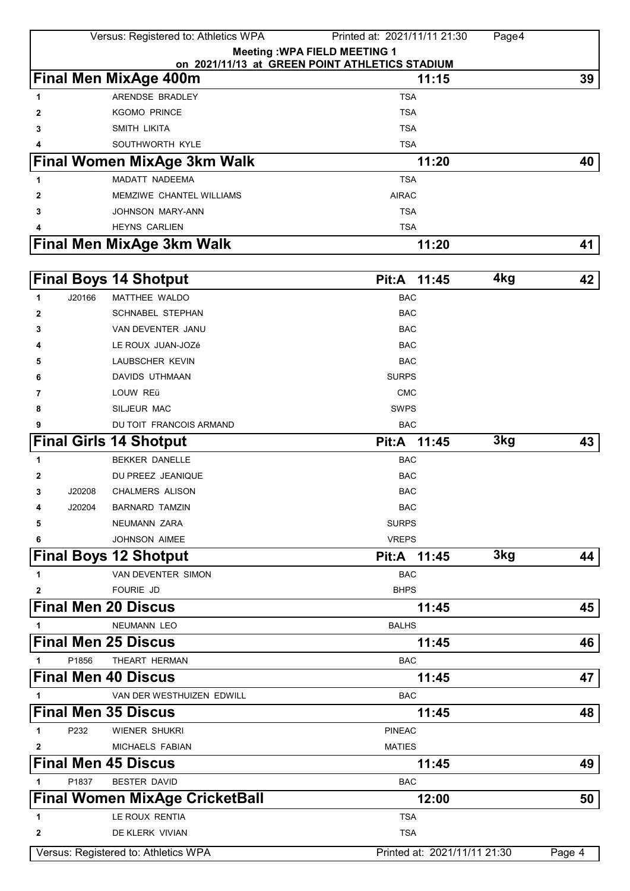**Meeting :WPA FIELD MEETING 1**
**on 2021/11/13 at GREEN POINT ATHLETICS STADIUM**

## Final Men MixAge 400m — 11:15 — 39

| | | | |
|---|---|---|---|
| 1 | | ARENDSE BRADLEY | TSA |
| 2 | | KGOMO PRINCE | TSA |
| 3 | | SMITH LIKITA | TSA |
| 4 | | SOUTHWORTH KYLE | TSA |

## Final Women MixAge 3km Walk — 11:20 — 40

| | | | |
|---|---|---|---|
| 1 | | MADATT NADEEMA | TSA |
| 2 | | MEMZIWE CHANTEL WILLIAMS | AIRAC |
| 3 | | JOHNSON MARY-ANN | TSA |
| 4 | | HEYNS CARLIEN | TSA |

## Final Men MixAge 3km Walk — 11:20 — 41

## Final Boys 14 Shotput — Pit:A 11:45 — 4kg — 42

| | | | |
|---|---|---|---|
| 1 | J20166 | MATTHEE WALDO | BAC |
| 2 | | SCHNABEL STEPHAN | BAC |
| 3 | | VAN DEVENTER JANU | BAC |
| 4 | | LE ROUX JUAN-JOZé | BAC |
| 5 | | LAUBSCHER KEVIN | BAC |
| 6 | | DAVIDS UTHMAAN | SURPS |
| 7 | | LOUW REü | CMC |
| 8 | | SILJEUR MAC | SWPS |
| 9 | | DU TOIT FRANCOIS ARMAND | BAC |

## Final Girls 14 Shotput — Pit:A 11:45 — 3kg — 43

| | | | |
|---|---|---|---|
| 1 | | BEKKER DANELLE | BAC |
| 2 | | DU PREEZ JEANIQUE | BAC |
| 3 | J20208 | CHALMERS ALISON | BAC |
| 4 | J20204 | BARNARD TAMZIN | BAC |
| 5 | | NEUMANN ZARA | SURPS |
| 6 | | JOHNSON AIMEE | VREPS |

## Final Boys 12 Shotput — Pit:A 11:45 — 3kg — 44

| | | | |
|---|---|---|---|
| 1 | | VAN DEVENTER SIMON | BAC |
| 2 | | FOURIE JD | BHPS |

## Final Men 20 Discus — 11:45 — 45

| | | | |
|---|---|---|---|
| 1 | | NEUMANN LEO | BALHS |

## Final Men 25 Discus — 11:45 — 46

| | | | |
|---|---|---|---|
| 1 | P1856 | THEART HERMAN | BAC |

## Final Men 40 Discus — 11:45 — 47

| | | | |
|---|---|---|---|
| 1 | | VAN DER WESTHUIZEN EDWILL | BAC |

## Final Men 35 Discus — 11:45 — 48

| | | | |
|---|---|---|---|
| 1 | P232 | WIENER SHUKRI | PINEAC |
| 2 | | MICHAELS FABIAN | MATIES |

## Final Men 45 Discus — 11:45 — 49

| | | | |
|---|---|---|---|
| 1 | P1837 | BESTER DAVID | BAC |

## Final Women MixAge CricketBall — 12:00 — 50

| | | | |
|---|---|---|---|
| 1 | | LE ROUX RENTIA | TSA |
| 2 | | DE KLERK VIVIAN | TSA |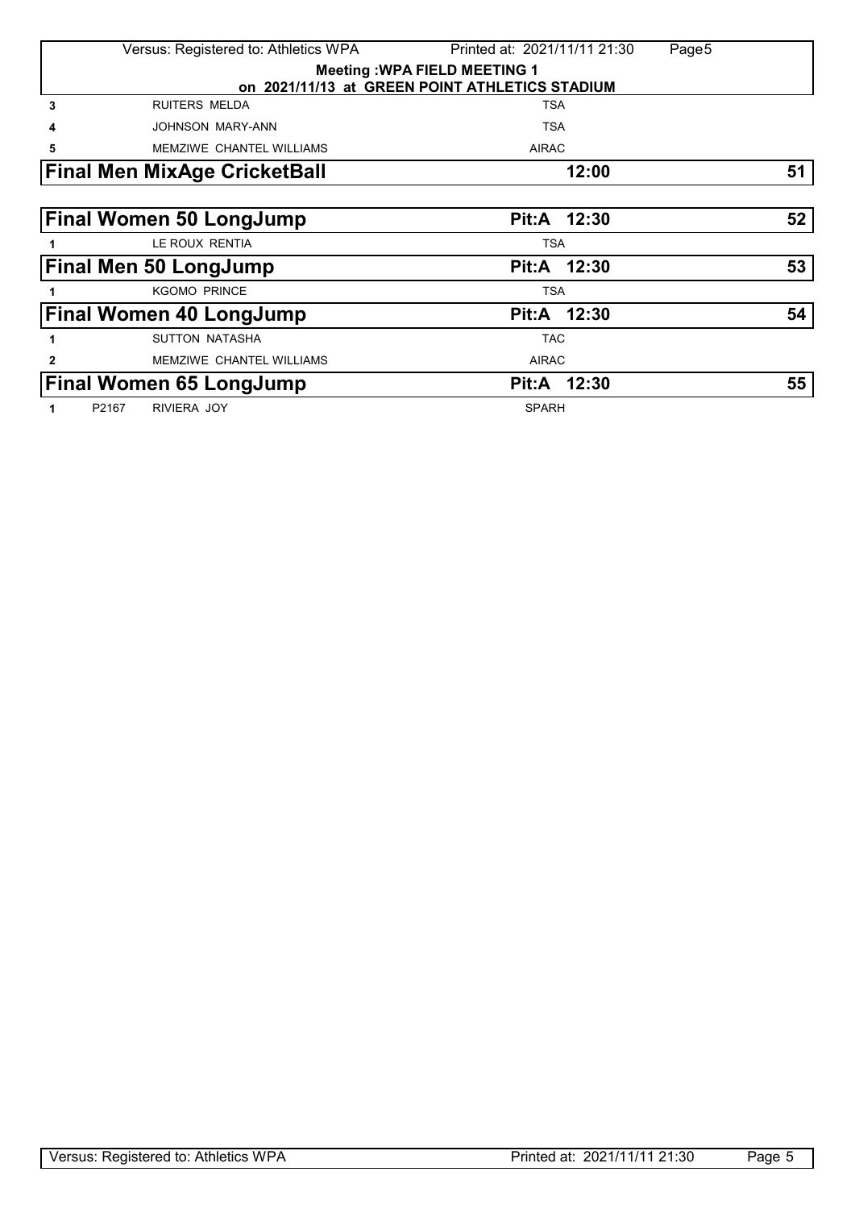**Meeting :WPA FIELD MEETING 1**
**on 2021/11/13 at GREEN POINT ATHLETICS STADIUM**

| | | | |
|---|---|---|---|
| 3 | | RUITERS MELDA | TSA |
| 4 | | JOHNSON MARY-ANN | TSA |
| 5 | | MEMZIWE CHANTEL WILLIAMS | AIRAC |

## Final Men MixAge CricketBall — 12:00 — 51

## Final Women 50 LongJump — Pit:A 12:30 — 52

| | | | |
|---|---|---|---|
| 1 | | LE ROUX RENTIA | TSA |

## Final Men 50 LongJump — Pit:A 12:30 — 53

| | | | |
|---|---|---|---|
| 1 | | KGOMO PRINCE | TSA |

## Final Women 40 LongJump — Pit:A 12:30 — 54

| | | | |
|---|---|---|---|
| 1 | | SUTTON NATASHA | TAC |
| 2 | | MEMZIWE CHANTEL WILLIAMS | AIRAC |

## Final Women 65 LongJump — Pit:A 12:30 — 55

| | | | |
|---|---|---|---|
| 1 | P2167 | RIVIERA JOY | SPARH |